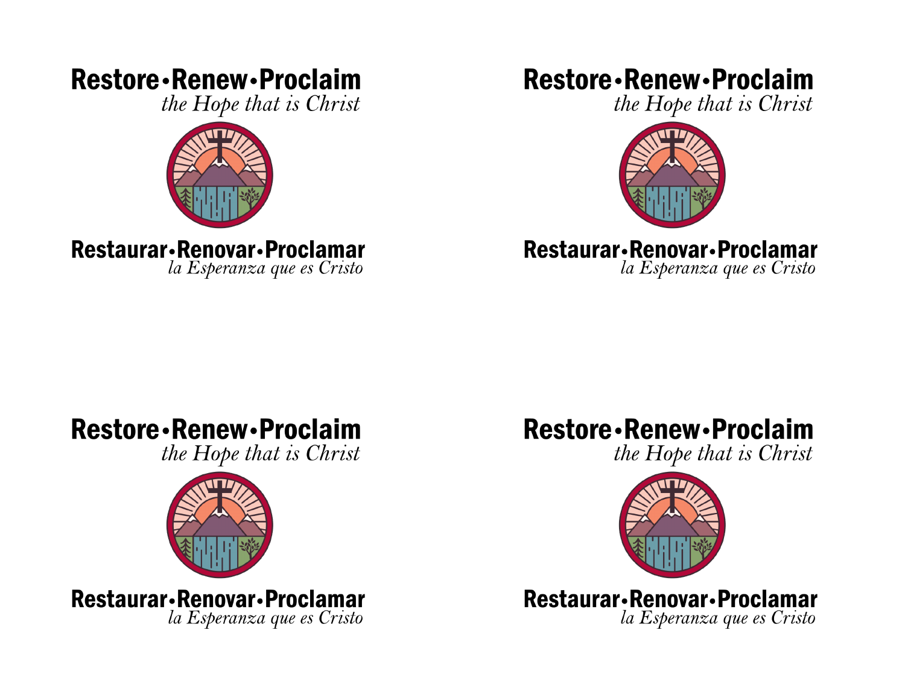**Restore•Renew•Proclaim**
*the Hope that is Christ*

**Restaurar•Renovar•Proclamar**
*la Esperanza que es Cristo*

**Restore•Renew•Proclaim**
*the Hope that is Christ*

**Restaurar•Renovar•Proclamar**
*la Esperanza que es Cristo*

**Restore•Renew•Proclaim**
*the Hope that is Christ*

**Restaurar•Renovar•Proclamar**
*la Esperanza que es Cristo*

**Restore•Renew•Proclaim**
*the Hope that is Christ*

**Restaurar•Renovar•Proclamar**
*la Esperanza que es Cristo*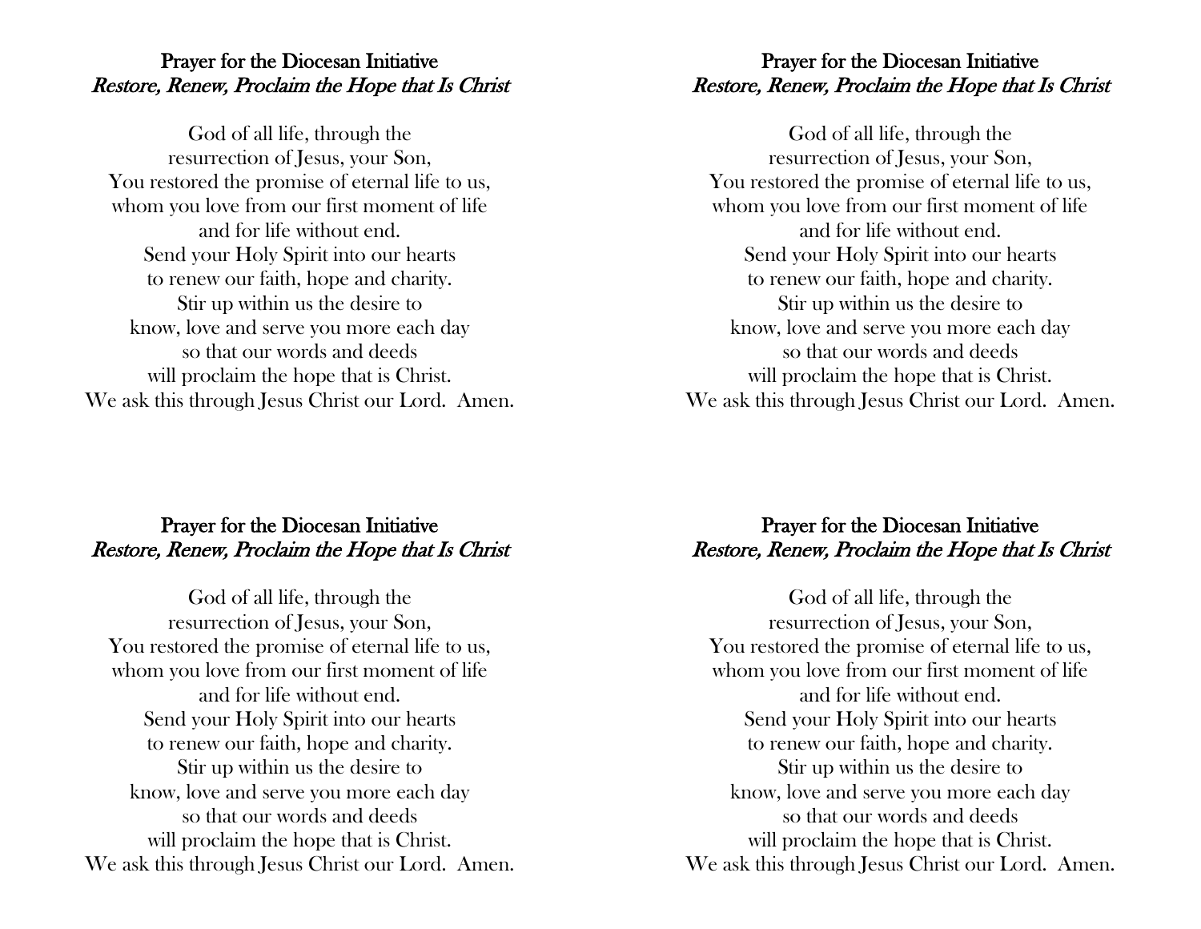**Prayer for the Diocesan Initiative**
***Restore, Renew, Proclaim the Hope that Is Christ***

God of all life, through the
resurrection of Jesus, your Son,
You restored the promise of eternal life to us,
whom you love from our first moment of life
and for life without end.
Send your Holy Spirit into our hearts
to renew our faith, hope and charity.
Stir up within us the desire to
know, love and serve you more each day
so that our words and deeds
will proclaim the hope that is Christ.
We ask this through Jesus Christ our Lord. Amen.

**Prayer for the Diocesan Initiative**
***Restore, Renew, Proclaim the Hope that Is Christ***

God of all life, through the
resurrection of Jesus, your Son,
You restored the promise of eternal life to us,
whom you love from our first moment of life
and for life without end.
Send your Holy Spirit into our hearts
to renew our faith, hope and charity.
Stir up within us the desire to
know, love and serve you more each day
so that our words and deeds
will proclaim the hope that is Christ.
We ask this through Jesus Christ our Lord. Amen.

**Prayer for the Diocesan Initiative**
***Restore, Renew, Proclaim the Hope that Is Christ***

God of all life, through the
resurrection of Jesus, your Son,
You restored the promise of eternal life to us,
whom you love from our first moment of life
and for life without end.
Send your Holy Spirit into our hearts
to renew our faith, hope and charity.
Stir up within us the desire to
know, love and serve you more each day
so that our words and deeds
will proclaim the hope that is Christ.
We ask this through Jesus Christ our Lord. Amen.

**Prayer for the Diocesan Initiative**
***Restore, Renew, Proclaim the Hope that Is Christ***

God of all life, through the
resurrection of Jesus, your Son,
You restored the promise of eternal life to us,
whom you love from our first moment of life
and for life without end.
Send your Holy Spirit into our hearts
to renew our faith, hope and charity.
Stir up within us the desire to
know, love and serve you more each day
so that our words and deeds
will proclaim the hope that is Christ.
We ask this through Jesus Christ our Lord. Amen.